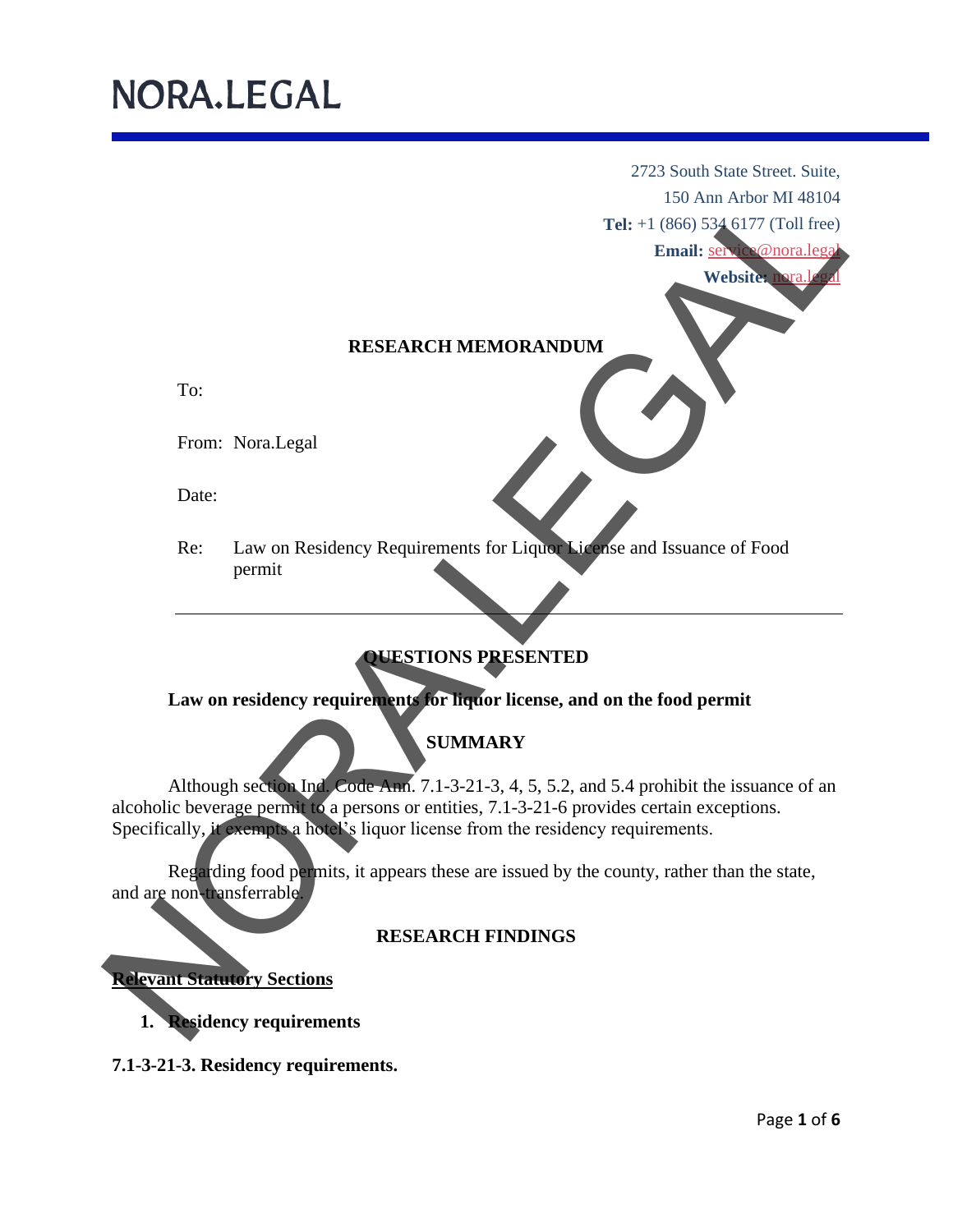# NORA.LEGAL

2723 South State Street. Suite,
150 Ann Arbor MI 48104
**Tel:** +1 (866) 534 6177 (Toll free)
**Email:** service@nora.legal
**Website:** nora.legal

## RESEARCH MEMORANDUM

To:

From: Nora.Legal

Date:

Re: Law on Residency Requirements for Liquor License and Issuance of Food permit

---

## QUESTIONS PRESENTED

**Law on residency requirements for liquor license, and on the food permit**

## SUMMARY

Although section Ind. Code Ann. 7.1-3-21-3, 4, 5, 5.2, and 5.4 prohibit the issuance of an alcoholic beverage permit to a persons or entities, 7.1-3-21-6 provides certain exceptions. Specifically, it exempts a hotel's liquor license from the residency requirements.

Regarding food permits, it appears these are issued by the county, rather than the state, and are non-transferrable.

## RESEARCH FINDINGS

**Relevant Statutory Sections**

1. **Residency requirements**

**7.1-3-21-3. Residency requirements.**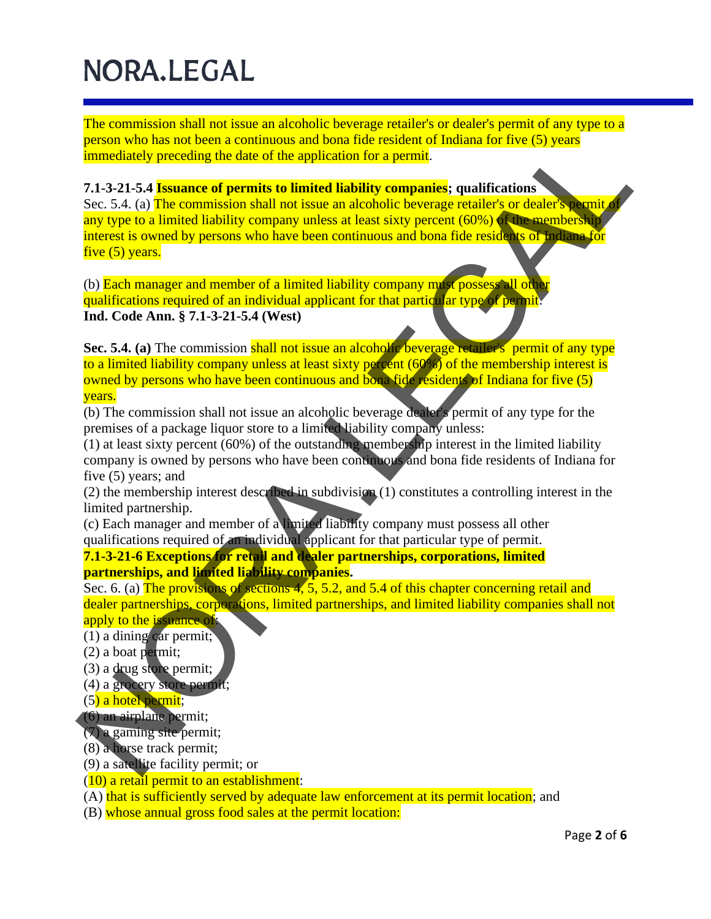The commission shall not issue an alcoholic beverage retailer's or dealer's permit of any type to a person who has not been a continuous and bona fide resident of Indiana for five (5) years immediately preceding the date of the application for a permit.

**7.1-3-21-5.4 Issuance of permits to limited liability companies; qualifications**

Sec. 5.4. (a) The commission shall not issue an alcoholic beverage retailer's or dealer's permit of any type to a limited liability company unless at least sixty percent (60%) of the membership interest is owned by persons who have been continuous and bona fide residents of Indiana for five (5) years.

(b) Each manager and member of a limited liability company must possess all other qualifications required of an individual applicant for that particular type of permit.

**Ind. Code Ann. § 7.1-3-21-5.4 (West)**

**Sec. 5.4. (a)** The commission shall not issue an alcoholic beverage retailer's permit of any type to a limited liability company unless at least sixty percent (60%) of the membership interest is owned by persons who have been continuous and bona fide residents of Indiana for five (5) years.

(b) The commission shall not issue an alcoholic beverage dealer's permit of any type for the premises of a package liquor store to a limited liability company unless:

(1) at least sixty percent (60%) of the outstanding membership interest in the limited liability company is owned by persons who have been continuous and bona fide residents of Indiana for five (5) years; and

(2) the membership interest described in subdivision (1) constitutes a controlling interest in the limited partnership.

(c) Each manager and member of a limited liability company must possess all other qualifications required of an individual applicant for that particular type of permit.

**7.1-3-21-6 Exceptions for retail and dealer partnerships, corporations, limited partnerships, and limited liability companies.**

Sec. 6. (a) The provisions of sections 4, 5, 5.2, and 5.4 of this chapter concerning retail and dealer partnerships, corporations, limited partnerships, and limited liability companies shall not apply to the issuance of:

(1) a dining car permit;
(2) a boat permit;
(3) a drug store permit;
(4) a grocery store permit;
(5) a hotel permit;
(6) an airplane permit;
(7) a gaming site permit;
(8) a horse track permit;
(9) a satellite facility permit; or
(10) a retail permit to an establishment:
(A) that is sufficiently served by adequate law enforcement at its permit location; and
(B) whose annual gross food sales at the permit location: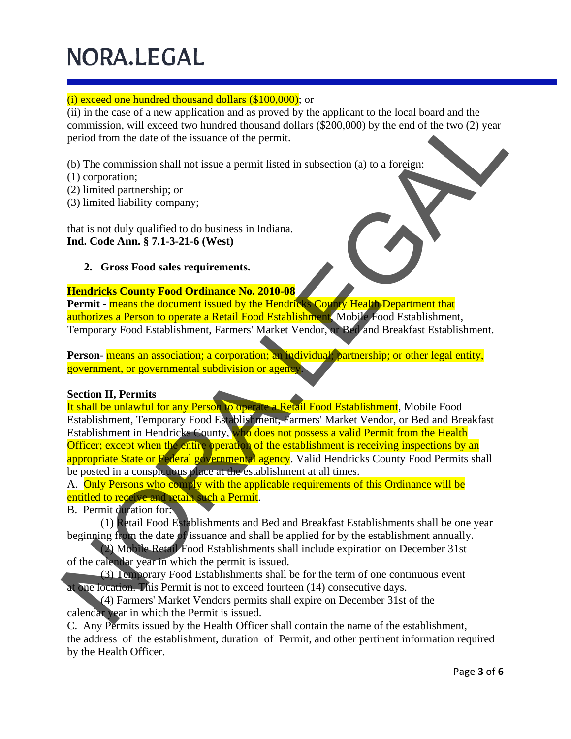(i) exceed one hundred thousand dollars ($100,000); or
(ii) in the case of a new application and as proved by the applicant to the local board and the commission, will exceed two hundred thousand dollars ($200,000) by the end of the two (2) year period from the date of the issuance of the permit.

(b) The commission shall not issue a permit listed in subsection (a) to a foreign:
(1) corporation;
(2) limited partnership; or
(3) limited liability company;

that is not duly qualified to do business in Indiana.
**Ind. Code Ann. § 7.1-3-21-6 (West)**

2. **Gross Food sales requirements.**

**Hendricks County Food Ordinance No. 2010-08**
**Permit** - means the document issued by the Hendricks County Health Department that authorizes a Person to operate a Retail Food Establishment, Mobile Food Establishment, Temporary Food Establishment, Farmers' Market Vendor, or Bed and Breakfast Establishment.

**Person**- means an association; a corporation; an individual; partnership; or other legal entity, government, or governmental subdivision or agency.

**Section II, Permits**
It shall be unlawful for any Person to operate a Retail Food Establishment, Mobile Food Establishment, Temporary Food Establishment, Farmers' Market Vendor, or Bed and Breakfast Establishment in Hendricks County, who does not possess a valid Permit from the Health Officer; except when the entire operation of the establishment is receiving inspections by an appropriate State or Federal governmental agency. Valid Hendricks County Food Permits shall be posted in a conspicuous place at the establishment at all times.
A. Only Persons who comply with the applicable requirements of this Ordinance will be entitled to receive and retain such a Permit.
B. Permit duration for:
(1) Retail Food Establishments and Bed and Breakfast Establishments shall be one year beginning from the date of issuance and shall be applied for by the establishment annually.
(2) Mobile Retail Food Establishments shall include expiration on December 31st of the calendar year in which the permit is issued.
(3) Temporary Food Establishments shall be for the term of one continuous event at one location. This Permit is not to exceed fourteen (14) consecutive days.
(4) Farmers' Market Vendors permits shall expire on December 31st of the calendar year in which the Permit is issued.
C. Any Permits issued by the Health Officer shall contain the name of the establishment, the address of the establishment, duration of Permit, and other pertinent information required by the Health Officer.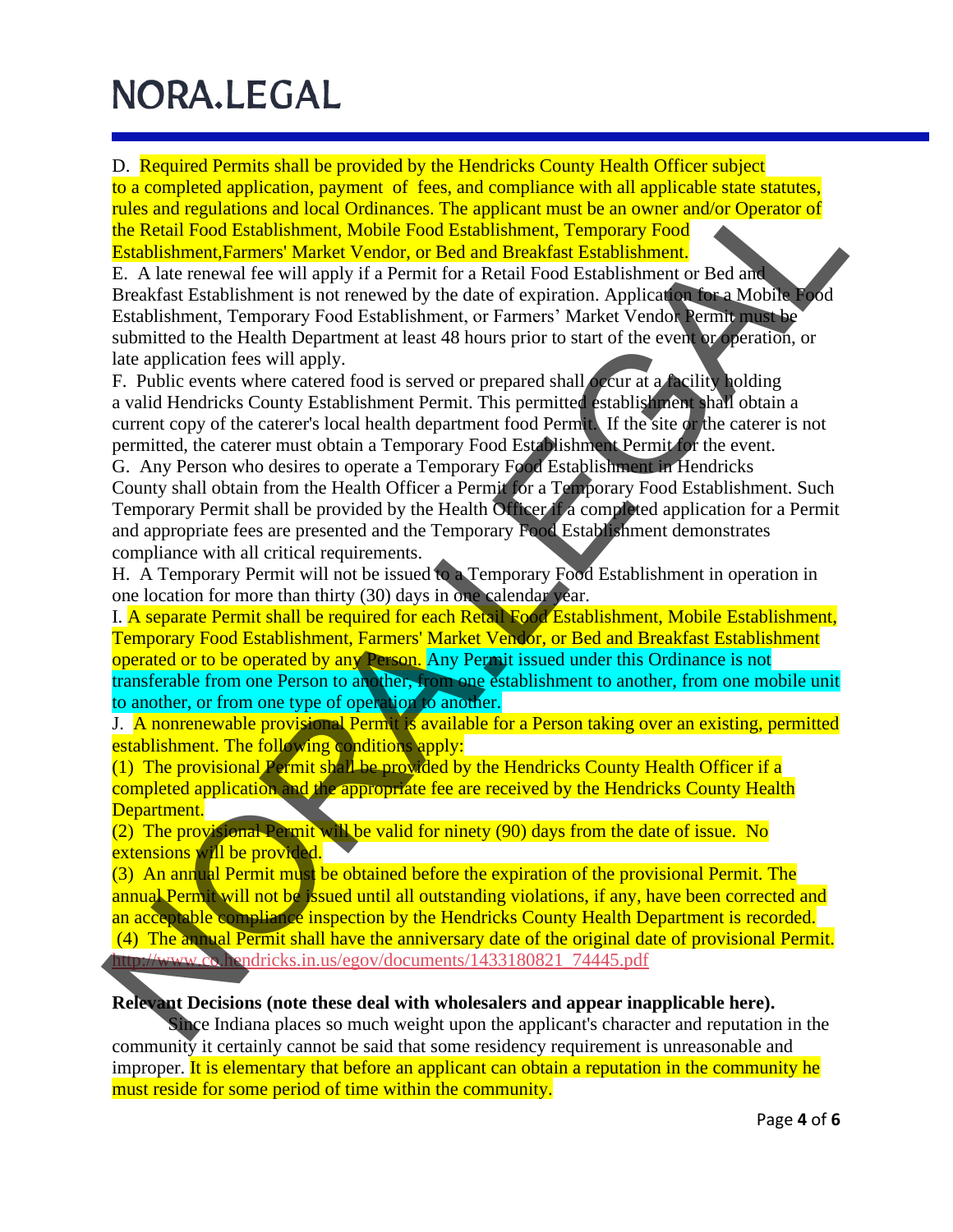D. Required Permits shall be provided by the Hendricks County Health Officer subject to a completed application, payment of fees, and compliance with all applicable state statutes, rules and regulations and local Ordinances. The applicant must be an owner and/or Operator of the Retail Food Establishment, Mobile Food Establishment, Temporary Food Establishment,Farmers' Market Vendor, or Bed and Breakfast Establishment.

E. A late renewal fee will apply if a Permit for a Retail Food Establishment or Bed and Breakfast Establishment is not renewed by the date of expiration. Application for a Mobile Food Establishment, Temporary Food Establishment, or Farmers' Market Vendor Permit must be submitted to the Health Department at least 48 hours prior to start of the event or operation, or late application fees will apply.

F. Public events where catered food is served or prepared shall occur at a facility holding a valid Hendricks County Establishment Permit. This permitted establishment shall obtain a current copy of the caterer's local health department food Permit. If the site or the caterer is not permitted, the caterer must obtain a Temporary Food Establishment Permit for the event.

G. Any Person who desires to operate a Temporary Food Establishment in Hendricks County shall obtain from the Health Officer a Permit for a Temporary Food Establishment. Such Temporary Permit shall be provided by the Health Officer if a completed application for a Permit and appropriate fees are presented and the Temporary Food Establishment demonstrates compliance with all critical requirements.

H. A Temporary Permit will not be issued to a Temporary Food Establishment in operation in one location for more than thirty (30) days in one calendar year.

I. A separate Permit shall be required for each Retail Food Establishment, Mobile Establishment, Temporary Food Establishment, Farmers' Market Vendor, or Bed and Breakfast Establishment operated or to be operated by any Person. Any Permit issued under this Ordinance is not transferable from one Person to another, from one establishment to another, from one mobile unit to another, or from one type of operation to another.

J. A nonrenewable provisional Permit is available for a Person taking over an existing, permitted establishment. The following conditions apply:

(1) The provisional Permit shall be provided by the Hendricks County Health Officer if a completed application and the appropriate fee are received by the Hendricks County Health Department.

(2) The provisional Permit will be valid for ninety (90) days from the date of issue. No extensions will be provided.

(3) An annual Permit must be obtained before the expiration of the provisional Permit. The annual Permit will not be issued until all outstanding violations, if any, have been corrected and an acceptable compliance inspection by the Hendricks County Health Department is recorded.

(4) The annual Permit shall have the anniversary date of the original date of provisional Permit.

http://www.co.hendricks.in.us/egov/documents/1433180821_74445.pdf

**Relevant Decisions (note these deal with wholesalers and appear inapplicable here).**

Since Indiana places so much weight upon the applicant's character and reputation in the community it certainly cannot be said that some residency requirement is unreasonable and improper. It is elementary that before an applicant can obtain a reputation in the community he must reside for some period of time within the community.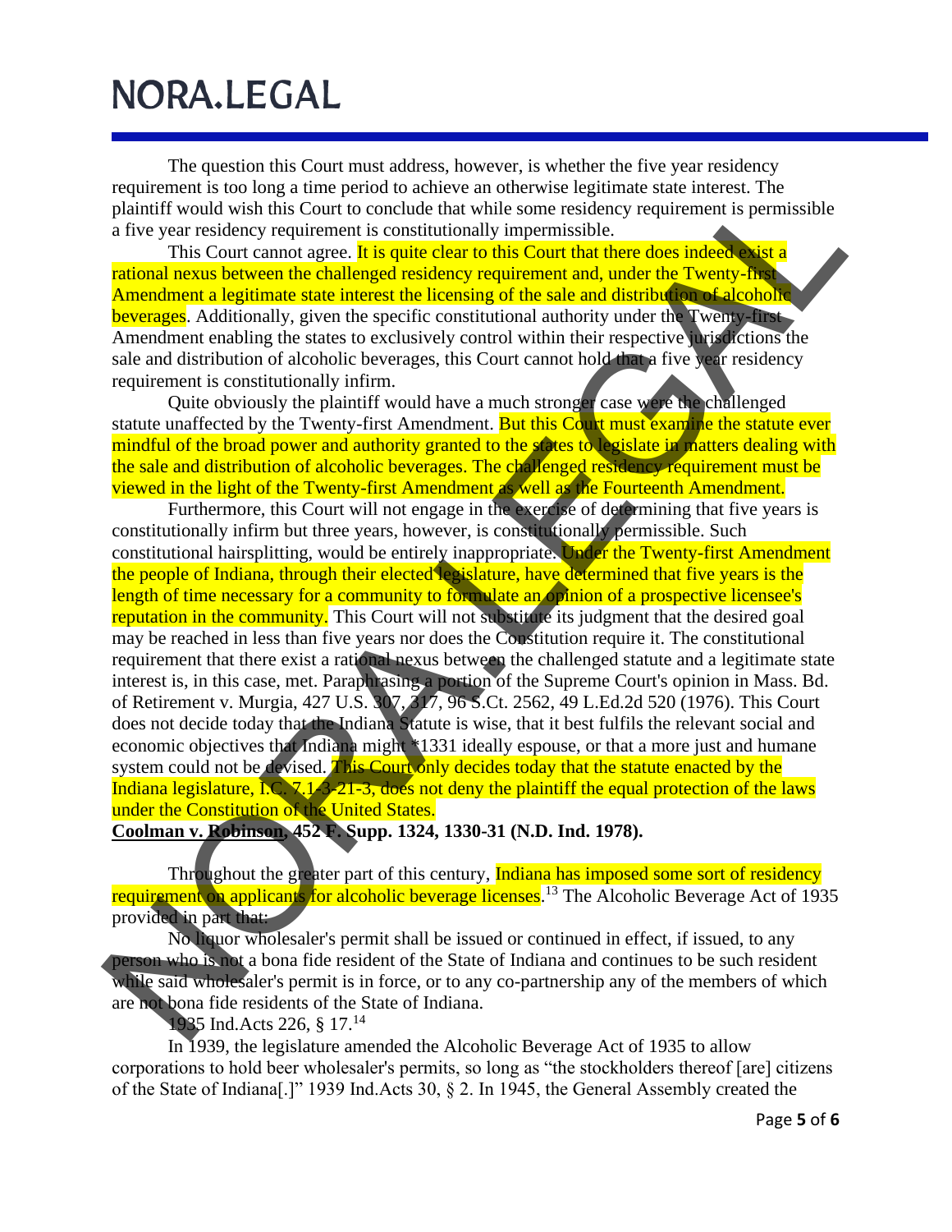The question this Court must address, however, is whether the five year residency requirement is too long a time period to achieve an otherwise legitimate state interest. The plaintiff would wish this Court to conclude that while some residency requirement is permissible a five year residency requirement is constitutionally impermissible.

This Court cannot agree. It is quite clear to this Court that there does indeed exist a rational nexus between the challenged residency requirement and, under the Twenty-first Amendment a legitimate state interest the licensing of the sale and distribution of alcoholic beverages. Additionally, given the specific constitutional authority under the Twenty-first Amendment enabling the states to exclusively control within their respective jurisdictions the sale and distribution of alcoholic beverages, this Court cannot hold that a five year residency requirement is constitutionally infirm.

Quite obviously the plaintiff would have a much stronger case were the challenged statute unaffected by the Twenty-first Amendment. But this Court must examine the statute ever mindful of the broad power and authority granted to the states to legislate in matters dealing with the sale and distribution of alcoholic beverages. The challenged residency requirement must be viewed in the light of the Twenty-first Amendment as well as the Fourteenth Amendment.

Furthermore, this Court will not engage in the exercise of determining that five years is constitutionally infirm but three years, however, is constitutionally permissible. Such constitutional hairsplitting, would be entirely inappropriate. Under the Twenty-first Amendment the people of Indiana, through their elected legislature, have determined that five years is the length of time necessary for a community to formulate an opinion of a prospective licensee's reputation in the community. This Court will not substitute its judgment that the desired goal may be reached in less than five years nor does the Constitution require it. The constitutional requirement that there exist a rational nexus between the challenged statute and a legitimate state interest is, in this case, met. Paraphrasing a portion of the Supreme Court's opinion in Mass. Bd. of Retirement v. Murgia, 427 U.S. 307, 317, 96 S.Ct. 2562, 49 L.Ed.2d 520 (1976). This Court does not decide today that the Indiana Statute is wise, that it best fulfils the relevant social and economic objectives that Indiana might *1331 ideally espouse, or that a more just and humane system could not be devised. This Court only decides today that the statute enacted by the Indiana legislature, I.C. 7.1-3-21-3, does not deny the plaintiff the equal protection of the laws under the Constitution of the United States.

**Coolman v. Robinson, 452 F. Supp. 1324, 1330-31 (N.D. Ind. 1978).**

Throughout the greater part of this century, Indiana has imposed some sort of residency requirement on applicants for alcoholic beverage licenses.[13] The Alcoholic Beverage Act of 1935 provided in part that:

No liquor wholesaler's permit shall be issued or continued in effect, if issued, to any person who is not a bona fide resident of the State of Indiana and continues to be such resident while said wholesaler's permit is in force, or to any co-partnership any of the members of which are not bona fide residents of the State of Indiana.

1935 Ind.Acts 226, § 17.[14]

In 1939, the legislature amended the Alcoholic Beverage Act of 1935 to allow corporations to hold beer wholesaler's permits, so long as "the stockholders thereof [are] citizens of the State of Indiana[.]" 1939 Ind.Acts 30, § 2. In 1945, the General Assembly created the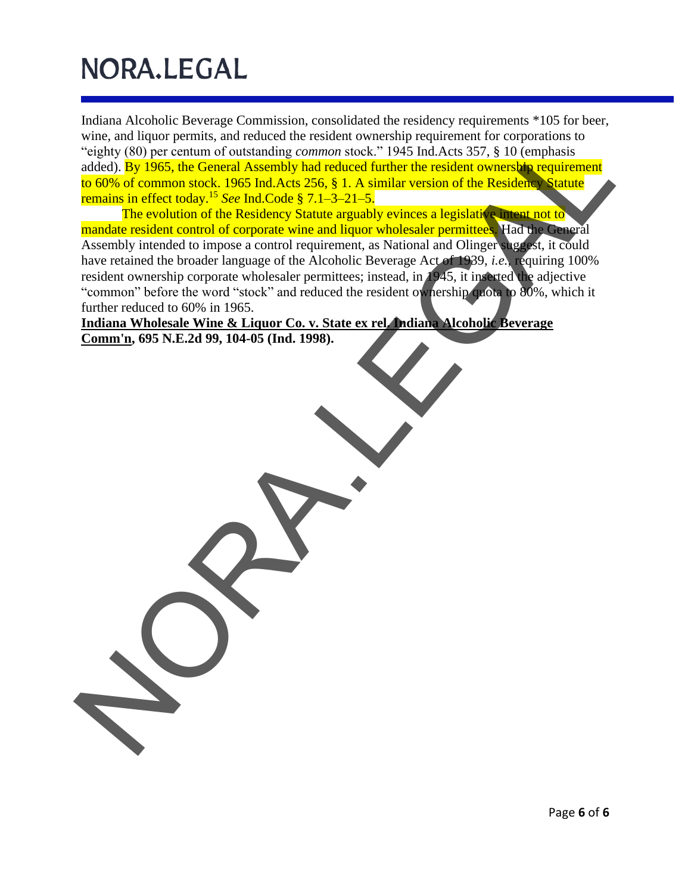Indiana Alcoholic Beverage Commission, consolidated the residency requirements *105 for beer, wine, and liquor permits, and reduced the resident ownership requirement for corporations to "eighty (80) per centum of outstanding *common* stock." 1945 Ind.Acts 357, § 10 (emphasis added). By 1965, the General Assembly had reduced further the resident ownership requirement to 60% of common stock. 1965 Ind.Acts 256, § 1. A similar version of the Residency Statute remains in effect today.[15] *See* Ind.Code § 7.1–3–21–5.

The evolution of the Residency Statute arguably evinces a legislative intent not to mandate resident control of corporate wine and liquor wholesaler permittees. Had the General Assembly intended to impose a control requirement, as National and Olinger suggest, it could have retained the broader language of the Alcoholic Beverage Act of 1939, *i.e.*, requiring 100% resident ownership corporate wholesaler permittees; instead, in 1945, it inserted the adjective "common" before the word "stock" and reduced the resident ownership quota to 80%, which it further reduced to 60% in 1965.

**Indiana Wholesale Wine & Liquor Co. v. State ex rel. Indiana Alcoholic Beverage Comm'n, 695 N.E.2d 99, 104-05 (Ind. 1998).**